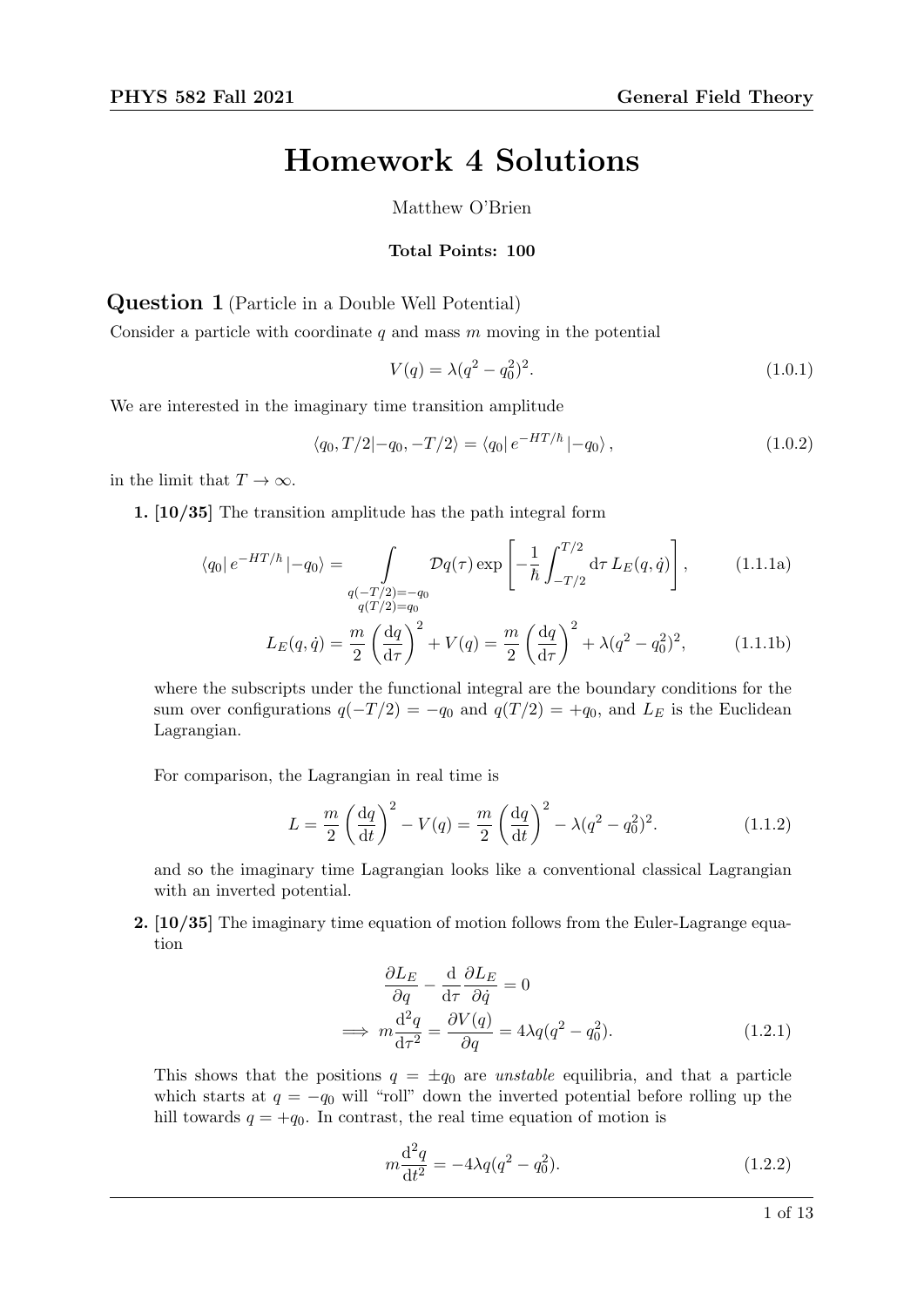# Homework 4 Solutions

Matthew O'Brien

**Total Points: 100**

## Question 1 (Particle in a Double Well Potential)

Consider a particle with coordinate $q$ and mass $m$ moving in the potential

$$V(q) = \lambda(q^2 - q_0^2)^2. \tag{1.0.1}$$

We are interested in the imaginary time transition amplitude

$$\langle q_0, T/2 | -q_0, -T/2 \rangle = \langle q_0 | e^{-HT/\hbar} | -q_0 \rangle , \tag{1.0.2}$$

in the limit that $T \to \infty$.

**1. [10/35]** The transition amplitude has the path integral form

$$\langle q_0 | e^{-HT/\hbar} | -q_0 \rangle = \int\limits_{\substack{q(-T/2)=-q_0 \\ q(T/2)=q_0}} \mathcal{D}q(\tau) \exp\left[ -\frac{1}{\hbar} \int_{-T/2}^{T/2} \mathrm{d}\tau \, L_E(q, \dot{q}) \right], \tag{1.1.1a}$$

$$L_E(q, \dot{q}) = \frac{m}{2} \left( \frac{\mathrm{d}q}{\mathrm{d}\tau} \right)^2 + V(q) = \frac{m}{2} \left( \frac{\mathrm{d}q}{\mathrm{d}\tau} \right)^2 + \lambda(q^2 - q_0^2)^2, \tag{1.1.1b}$$

where the subscripts under the functional integral are the boundary conditions for the sum over configurations $q(-T/2) = -q_0$ and $q(T/2) = +q_0$, and $L_E$ is the Euclidean Lagrangian.

For comparison, the Lagrangian in real time is

$$L = \frac{m}{2} \left( \frac{\mathrm{d}q}{\mathrm{d}t} \right)^2 - V(q) = \frac{m}{2} \left( \frac{\mathrm{d}q}{\mathrm{d}t} \right)^2 - \lambda(q^2 - q_0^2)^2. \tag{1.1.2}$$

and so the imaginary time Lagrangian looks like a conventional classical Lagrangian with an inverted potential.

**2. [10/35]** The imaginary time equation of motion follows from the Euler-Lagrange equation

$$\frac{\partial L_E}{\partial q} - \frac{\mathrm{d}}{\mathrm{d}\tau} \frac{\partial L_E}{\partial \dot{q}} = 0$$

$$\implies m \frac{\mathrm{d}^2 q}{\mathrm{d}\tau^2} = \frac{\partial V(q)}{\partial q} = 4\lambda q(q^2 - q_0^2). \tag{1.2.1}$$

This shows that the positions $q = \pm q_0$ are *unstable* equilibria, and that a particle which starts at $q = -q_0$ will "roll" down the inverted potential before rolling up the hill towards $q = +q_0$. In contrast, the real time equation of motion is

$$m \frac{\mathrm{d}^2 q}{\mathrm{d}t^2} = -4\lambda q(q^2 - q_0^2). \tag{1.2.2}$$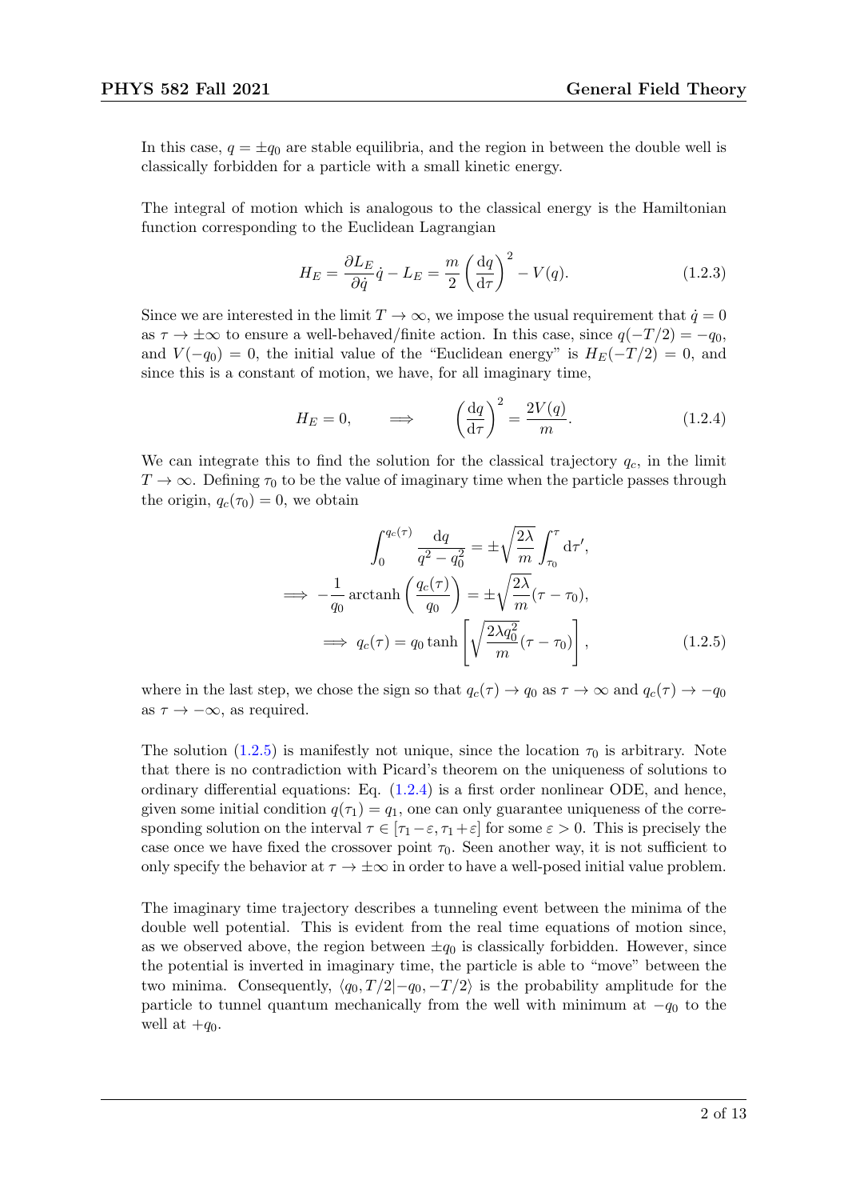In this case, $q = \pm q_0$ are stable equilibria, and the region in between the double well is classically forbidden for a particle with a small kinetic energy.

The integral of motion which is analogous to the classical energy is the Hamiltonian function corresponding to the Euclidean Lagrangian

$$H_E = \frac{\partial L_E}{\partial \dot{q}}\dot{q} - L_E = \frac{m}{2}\left(\frac{\mathrm{d}q}{\mathrm{d}\tau}\right)^2 - V(q). \tag{1.2.3}$$

Since we are interested in the limit $T \to \infty$, we impose the usual requirement that $\dot{q} = 0$ as $\tau \to \pm\infty$ to ensure a well-behaved/finite action. In this case, since $q(-T/2) = -q_0$, and $V(-q_0) = 0$, the initial value of the "Euclidean energy" is $H_E(-T/2) = 0$, and since this is a constant of motion, we have, for all imaginary time,

$$H_E = 0, \qquad \Longrightarrow \qquad \left(\frac{\mathrm{d}q}{\mathrm{d}\tau}\right)^2 = \frac{2V(q)}{m}. \tag{1.2.4}$$

We can integrate this to find the solution for the classical trajectory $q_c$, in the limit $T \to \infty$. Defining $\tau_0$ to be the value of imaginary time when the particle passes through the origin, $q_c(\tau_0) = 0$, we obtain

$$\begin{aligned}
\int_0^{q_c(\tau)} \frac{\mathrm{d}q}{q^2 - q_0^2} &= \pm\sqrt{\frac{2\lambda}{m}}\int_{\tau_0}^{\tau} \mathrm{d}\tau', \\
\implies -\frac{1}{q_0}\operatorname{arctanh}\left(\frac{q_c(\tau)}{q_0}\right) &= \pm\sqrt{\frac{2\lambda}{m}}(\tau - \tau_0), \\
\implies q_c(\tau) &= q_0 \tanh\left[\sqrt{\frac{2\lambda q_0^2}{m}}(\tau - \tau_0)\right],
\end{aligned} \tag{1.2.5}$$

where in the last step, we chose the sign so that $q_c(\tau) \to q_0$ as $\tau \to \infty$ and $q_c(\tau) \to -q_0$ as $\tau \to -\infty$, as required.

The solution (1.2.5) is manifestly not unique, since the location $\tau_0$ is arbitrary. Note that there is no contradiction with Picard's theorem on the uniqueness of solutions to ordinary differential equations: Eq. (1.2.4) is a first order nonlinear ODE, and hence, given some initial condition $q(\tau_1) = q_1$, one can only guarantee uniqueness of the corresponding solution on the interval $\tau \in [\tau_1 - \varepsilon, \tau_1 + \varepsilon]$ for some $\varepsilon > 0$. This is precisely the case once we have fixed the crossover point $\tau_0$. Seen another way, it is not sufficient to only specify the behavior at $\tau \to \pm\infty$ in order to have a well-posed initial value problem.

The imaginary time trajectory describes a tunneling event between the minima of the double well potential. This is evident from the real time equations of motion since, as we observed above, the region between $\pm q_0$ is classically forbidden. However, since the potential is inverted in imaginary time, the particle is able to "move" between the two minima. Consequently, $\langle q_0, T/2 | -q_0, -T/2\rangle$ is the probability amplitude for the particle to tunnel quantum mechanically from the well with minimum at $-q_0$ to the well at $+q_0$.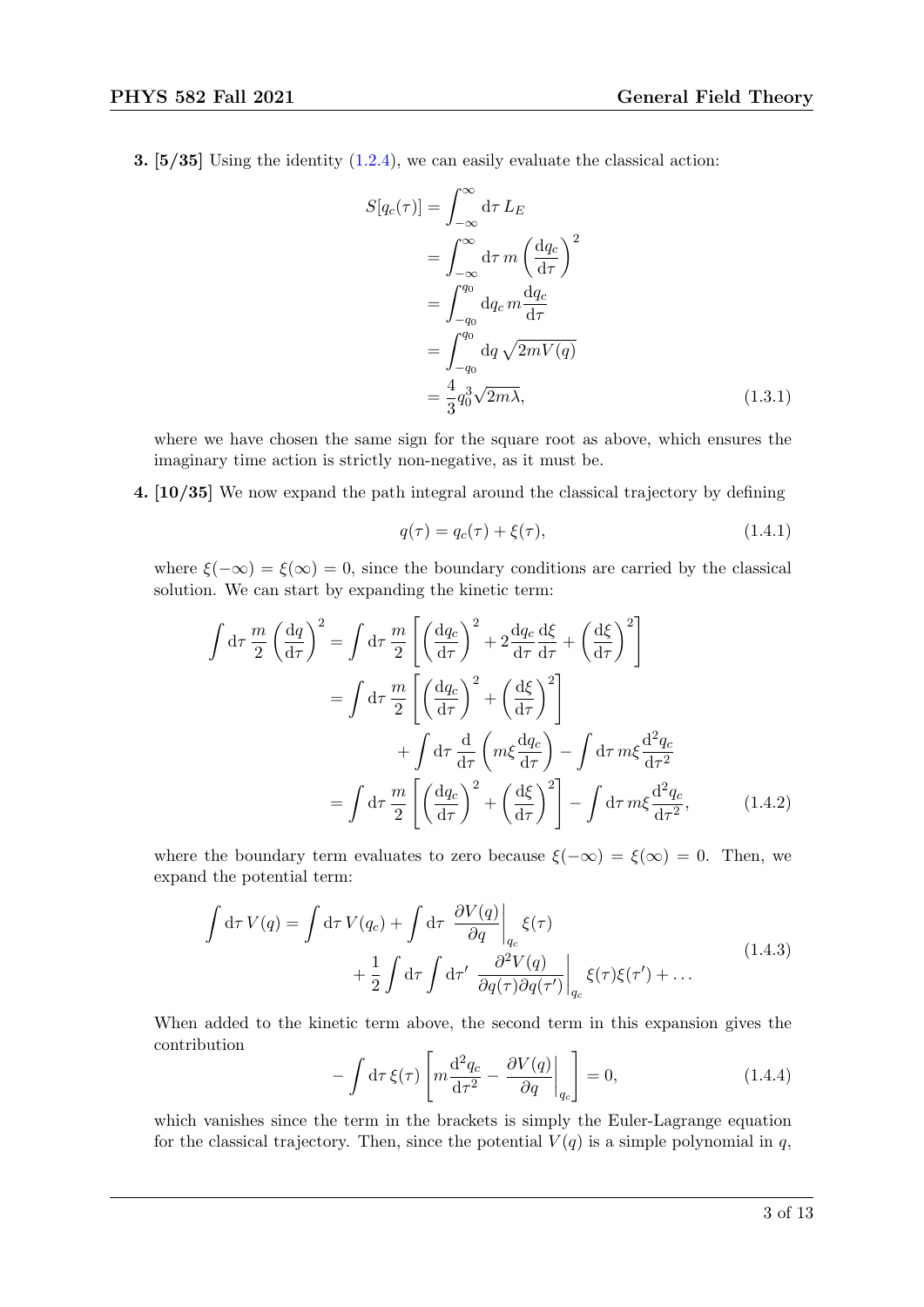**3. [5/35]** Using the identity (1.2.4), we can easily evaluate the classical action:

$$
\begin{aligned}
S[q_c(\tau)] &= \int_{-\infty}^{\infty} \mathrm{d}\tau \, L_E \\
&= \int_{-\infty}^{\infty} \mathrm{d}\tau \, m \left( \frac{\mathrm{d}q_c}{\mathrm{d}\tau} \right)^2 \\
&= \int_{-q_0}^{q_0} \mathrm{d}q_c \, m \frac{\mathrm{d}q_c}{\mathrm{d}\tau} \\
&= \int_{-q_0}^{q_0} \mathrm{d}q \, \sqrt{2mV(q)} \\
&= \frac{4}{3} q_0^3 \sqrt{2m\lambda},
\end{aligned} \tag{1.3.1}
$$

where we have chosen the same sign for the square root as above, which ensures the imaginary time action is strictly non-negative, as it must be.

**4. [10/35]** We now expand the path integral around the classical trajectory by defining

$$
q(\tau) = q_c(\tau) + \xi(\tau), \tag{1.4.1}
$$

where $\xi(-\infty) = \xi(\infty) = 0$, since the boundary conditions are carried by the classical solution. We can start by expanding the kinetic term:

$$
\begin{aligned}
\int \mathrm{d}\tau \, \frac{m}{2} \left( \frac{\mathrm{d}q}{\mathrm{d}\tau} \right)^2 &= \int \mathrm{d}\tau \, \frac{m}{2} \left[ \left( \frac{\mathrm{d}q_c}{\mathrm{d}\tau} \right)^2 + 2 \frac{\mathrm{d}q_c}{\mathrm{d}\tau} \frac{\mathrm{d}\xi}{\mathrm{d}\tau} + \left( \frac{\mathrm{d}\xi}{\mathrm{d}\tau} \right)^2 \right] \\
&= \int \mathrm{d}\tau \, \frac{m}{2} \left[ \left( \frac{\mathrm{d}q_c}{\mathrm{d}\tau} \right)^2 + \left( \frac{\mathrm{d}\xi}{\mathrm{d}\tau} \right)^2 \right] \\
&\qquad + \int \mathrm{d}\tau \, \frac{\mathrm{d}}{\mathrm{d}\tau} \left( m\xi \frac{\mathrm{d}q_c}{\mathrm{d}\tau} \right) - \int \mathrm{d}\tau \, m\xi \frac{\mathrm{d}^2 q_c}{\mathrm{d}\tau^2} \\
&= \int \mathrm{d}\tau \, \frac{m}{2} \left[ \left( \frac{\mathrm{d}q_c}{\mathrm{d}\tau} \right)^2 + \left( \frac{\mathrm{d}\xi}{\mathrm{d}\tau} \right)^2 \right] - \int \mathrm{d}\tau \, m\xi \frac{\mathrm{d}^2 q_c}{\mathrm{d}\tau^2},
\end{aligned} \tag{1.4.2}
$$

where the boundary term evaluates to zero because $\xi(-\infty) = \xi(\infty) = 0$. Then, we expand the potential term:

$$
\begin{aligned}
\int \mathrm{d}\tau \, V(q) = \int \mathrm{d}\tau \, V(q_c) &+ \int \mathrm{d}\tau \, \left. \frac{\partial V(q)}{\partial q} \right|_{q_c} \xi(\tau) \\
&+ \frac{1}{2} \int \mathrm{d}\tau \int \mathrm{d}\tau' \, \left. \frac{\partial^2 V(q)}{\partial q(\tau) \partial q(\tau')} \right|_{q_c} \xi(\tau)\xi(\tau') + \ldots
\end{aligned} \tag{1.4.3}
$$

When added to the kinetic term above, the second term in this expansion gives the contribution

$$
-\int \mathrm{d}\tau \, \xi(\tau) \left[ m \frac{\mathrm{d}^2 q_c}{\mathrm{d}\tau^2} - \left. \frac{\partial V(q)}{\partial q} \right|_{q_c} \right] = 0, \tag{1.4.4}
$$

which vanishes since the term in the brackets is simply the Euler-Lagrange equation for the classical trajectory. Then, since the potential $V(q)$ is a simple polynomial in $q$,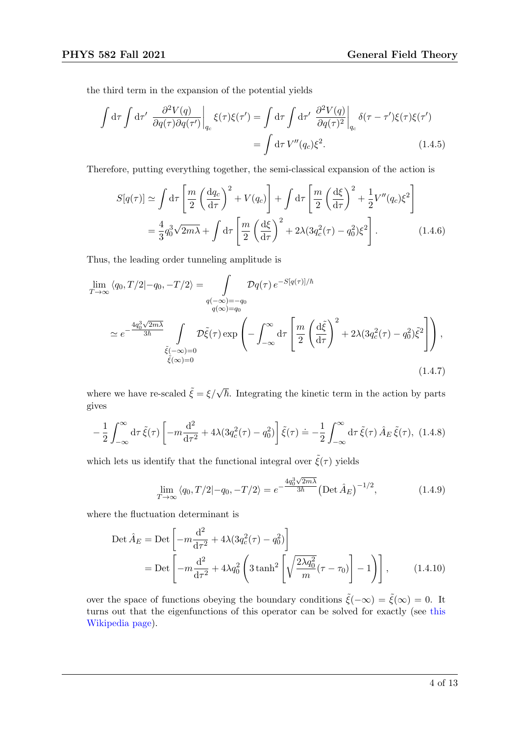the third term in the expansion of the potential yields

$$\int \mathrm{d}\tau \int \mathrm{d}\tau' \left.\frac{\partial^2 V(q)}{\partial q(\tau)\partial q(\tau')}\right|_{q_c} \xi(\tau)\xi(\tau') = \int \mathrm{d}\tau \int \mathrm{d}\tau' \left.\frac{\partial^2 V(q)}{\partial q(\tau)^2}\right|_{q_c} \delta(\tau-\tau')\xi(\tau)\xi(\tau')$$
$$= \int \mathrm{d}\tau \, V''(q_c)\xi^2. \tag{1.4.5}$$

Therefore, putting everything together, the semi-classical expansion of the action is

$$S[q(\tau)] \simeq \int \mathrm{d}\tau \left[\frac{m}{2}\left(\frac{\mathrm{d}q_c}{\mathrm{d}\tau}\right)^2 + V(q_c)\right] + \int \mathrm{d}\tau \left[\frac{m}{2}\left(\frac{\mathrm{d}\xi}{\mathrm{d}\tau}\right)^2 + \frac{1}{2}V''(q_c)\xi^2\right]$$
$$= \frac{4}{3}q_0^3\sqrt{2m\lambda} + \int \mathrm{d}\tau \left[\frac{m}{2}\left(\frac{\mathrm{d}\xi}{\mathrm{d}\tau}\right)^2 + 2\lambda(3q_c^2(\tau) - q_0^2)\xi^2\right]. \tag{1.4.6}$$

Thus, the leading order tunneling amplitude is

$$\lim_{T\to\infty} \langle q_0, T/2 | -q_0, -T/2\rangle = \int_{\substack{q(-\infty)=-q_0 \\ q(\infty)=q_0}} \mathcal{D}q(\tau)\, e^{-S[q(\tau)]/\hbar}$$
$$\simeq e^{-\frac{4q_0^3\sqrt{2m\lambda}}{3\hbar}} \int_{\substack{\tilde{\xi}(-\infty)=0 \\ \tilde{\xi}(\infty)=0}} \mathcal{D}\tilde{\xi}(\tau) \exp\left(-\int_{-\infty}^{\infty} \mathrm{d}\tau \left[\frac{m}{2}\left(\frac{\mathrm{d}\tilde{\xi}}{\mathrm{d}\tau}\right)^2 + 2\lambda(3q_c^2(\tau) - q_0^2)\tilde{\xi}^2\right]\right), \tag{1.4.7}$$

where we have re-scaled $\tilde{\xi} = \xi/\sqrt{\hbar}$. Integrating the kinetic term in the action by parts gives

$$-\frac{1}{2}\int_{-\infty}^{\infty} \mathrm{d}\tau\, \tilde{\xi}(\tau)\left[-m\frac{\mathrm{d}^2}{\mathrm{d}\tau^2} + 4\lambda(3q_c^2(\tau) - q_0^2)\right]\tilde{\xi}(\tau) \doteq -\frac{1}{2}\int_{-\infty}^{\infty} \mathrm{d}\tau\, \tilde{\xi}(\tau)\,\hat{A}_E\,\tilde{\xi}(\tau), \tag{1.4.8}$$

which lets us identify that the functional integral over $\tilde{\xi}(\tau)$ yields

$$\lim_{T\to\infty} \langle q_0, T/2 | -q_0, -T/2\rangle = e^{-\frac{4q_0^3\sqrt{2m\lambda}}{3\hbar}} \left(\mathrm{Det}\,\hat{A}_E\right)^{-1/2}, \tag{1.4.9}$$

where the fluctuation determinant is

$$\mathrm{Det}\,\hat{A}_E = \mathrm{Det}\left[-m\frac{\mathrm{d}^2}{\mathrm{d}\tau^2} + 4\lambda(3q_c^2(\tau) - q_0^2)\right]$$
$$= \mathrm{Det}\left[-m\frac{\mathrm{d}^2}{\mathrm{d}\tau^2} + 4\lambda q_0^2\left(3\tanh^2\left[\sqrt{\frac{2\lambda q_0^2}{m}}(\tau-\tau_0)\right] - 1\right)\right], \tag{1.4.10}$$

over the space of functions obeying the boundary conditions $\tilde{\xi}(-\infty) = \tilde{\xi}(\infty) = 0$. It turns out that the eigenfunctions of this operator can be solved for exactly (see this Wikipedia page).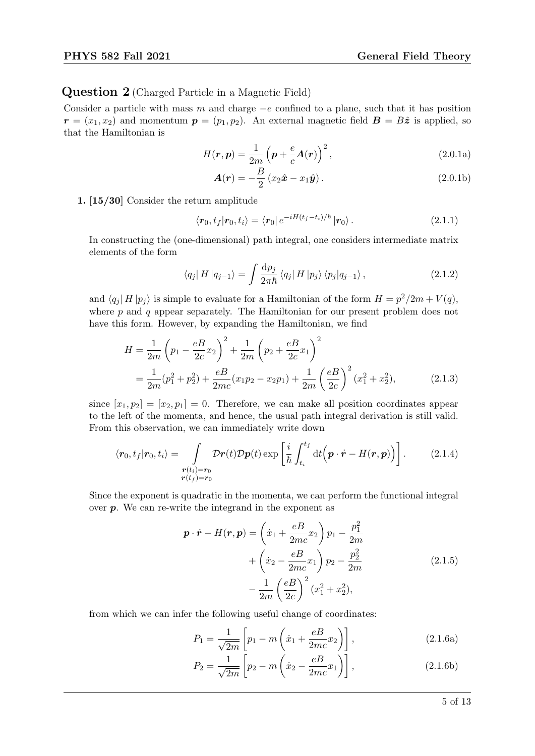## Question 2 (Charged Particle in a Magnetic Field)

Consider a particle with mass $m$ and charge $-e$ confined to a plane, such that it has position $\boldsymbol{r} = (x_1, x_2)$ and momentum $\boldsymbol{p} = (p_1, p_2)$. An external magnetic field $\boldsymbol{B} = B\hat{\boldsymbol{z}}$ is applied, so that the Hamiltonian is

$$H(\boldsymbol{r}, \boldsymbol{p}) = \frac{1}{2m}\left(\boldsymbol{p} + \frac{e}{c}\boldsymbol{A}(\boldsymbol{r})\right)^2, \tag{2.0.1a}$$

$$\boldsymbol{A}(\boldsymbol{r}) = -\frac{B}{2}\left(x_2\hat{\boldsymbol{x}} - x_1\hat{\boldsymbol{y}}\right). \tag{2.0.1b}$$

**1. [15/30]** Consider the return amplitude

$$\langle \boldsymbol{r}_0, t_f | \boldsymbol{r}_0, t_i \rangle = \langle \boldsymbol{r}_0 | \, e^{-iH(t_f - t_i)/\hbar} \, | \boldsymbol{r}_0 \rangle. \tag{2.1.1}$$

In constructing the (one-dimensional) path integral, one considers intermediate matrix elements of the form

$$\langle q_j | \, H \, | q_{j-1} \rangle = \int \frac{\mathrm{d}p_j}{2\pi\hbar} \langle q_j | \, H \, | p_j \rangle \langle p_j | q_{j-1} \rangle, \tag{2.1.2}$$

and $\langle q_j | \, H \, | p_j \rangle$ is simple to evaluate for a Hamiltonian of the form $H = p^2/2m + V(q)$, where $p$ and $q$ appear separately. The Hamiltonian for our present problem does not have this form. However, by expanding the Hamiltonian, we find

$$\begin{aligned}
H &= \frac{1}{2m}\left(p_1 - \frac{eB}{2c}x_2\right)^2 + \frac{1}{2m}\left(p_2 + \frac{eB}{2c}x_1\right)^2 \\
&= \frac{1}{2m}(p_1^2 + p_2^2) + \frac{eB}{2mc}(x_1 p_2 - x_2 p_1) + \frac{1}{2m}\left(\frac{eB}{2c}\right)^2 (x_1^2 + x_2^2),
\end{aligned} \tag{2.1.3}$$

since $[x_1, p_2] = [x_2, p_1] = 0$. Therefore, we can make all position coordinates appear to the left of the momenta, and hence, the usual path integral derivation is still valid. From this observation, we can immediately write down

$$\langle \boldsymbol{r}_0, t_f | \boldsymbol{r}_0, t_i \rangle = \int\limits_{\substack{\boldsymbol{r}(t_i) = \boldsymbol{r}_0 \\ \boldsymbol{r}(t_f) = \boldsymbol{r}_0}} \mathcal{D}\boldsymbol{r}(t)\mathcal{D}\boldsymbol{p}(t) \exp\left[\frac{i}{\hbar}\int_{t_i}^{t_f} \mathrm{d}t \Big(\boldsymbol{p}\cdot\dot{\boldsymbol{r}} - H(\boldsymbol{r}, \boldsymbol{p})\Big)\right]. \tag{2.1.4}$$

Since the exponent is quadratic in the momenta, we can perform the functional integral over $\boldsymbol{p}$. We can re-write the integrand in the exponent as

$$\begin{aligned}
\boldsymbol{p}\cdot\dot{\boldsymbol{r}} - H(\boldsymbol{r}, \boldsymbol{p}) = &\left(\dot{x}_1 + \frac{eB}{2mc}x_2\right)p_1 - \frac{p_1^2}{2m} \\
&+ \left(\dot{x}_2 - \frac{eB}{2mc}x_1\right)p_2 - \frac{p_2^2}{2m} \\
&- \frac{1}{2m}\left(\frac{eB}{2c}\right)^2 (x_1^2 + x_2^2),
\end{aligned} \tag{2.1.5}$$

from which we can infer the following useful change of coordinates:

$$P_1 = \frac{1}{\sqrt{2m}}\left[p_1 - m\left(\dot{x}_1 + \frac{eB}{2mc}x_2\right)\right], \tag{2.1.6a}$$

$$P_2 = \frac{1}{\sqrt{2m}}\left[p_2 - m\left(\dot{x}_2 - \frac{eB}{2mc}x_1\right)\right], \tag{2.1.6b}$$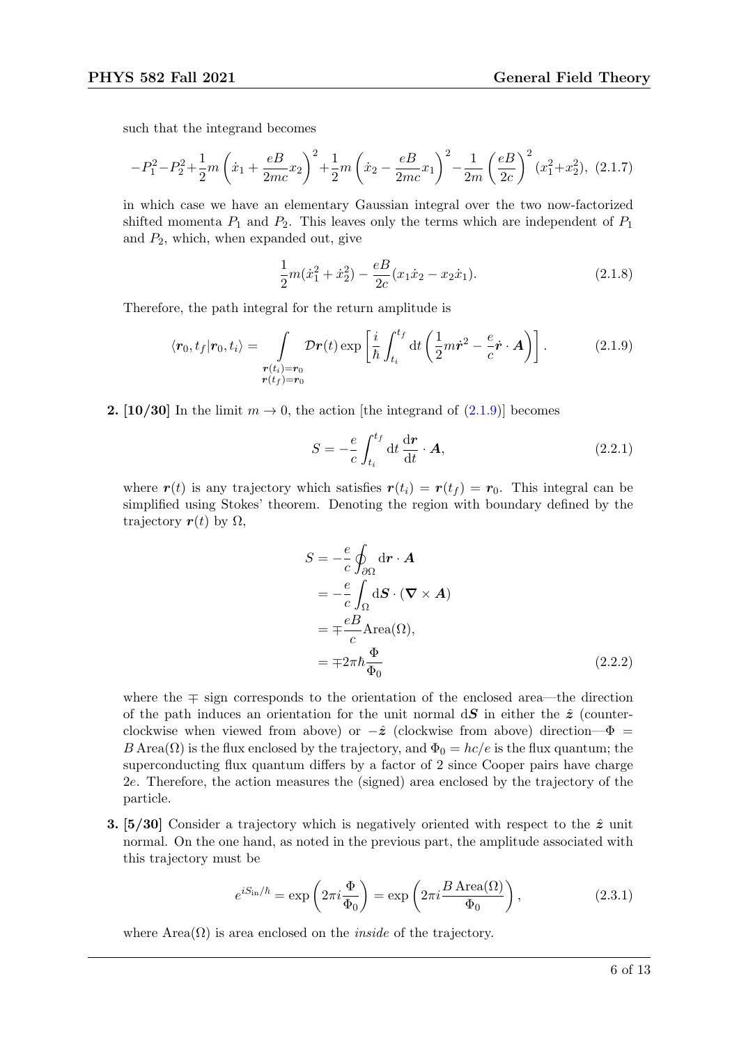such that the integrand becomes

$$-P_1^2 - P_2^2 + \frac{1}{2}m\left(\dot{x}_1 + \frac{eB}{2mc}x_2\right)^2 + \frac{1}{2}m\left(\dot{x}_2 - \frac{eB}{2mc}x_1\right)^2 - \frac{1}{2m}\left(\frac{eB}{2c}\right)^2(x_1^2 + x_2^2), \tag{2.1.7}$$

in which case we have an elementary Gaussian integral over the two now-factorized shifted momenta $P_1$ and $P_2$. This leaves only the terms which are independent of $P_1$ and $P_2$, which, when expanded out, give

$$\frac{1}{2}m(\dot{x}_1^2 + \dot{x}_2^2) - \frac{eB}{2c}(x_1\dot{x}_2 - x_2\dot{x}_1). \tag{2.1.8}$$

Therefore, the path integral for the return amplitude is

$$\langle \boldsymbol{r}_0, t_f | \boldsymbol{r}_0, t_i \rangle = \int_{\substack{\boldsymbol{r}(t_i)=\boldsymbol{r}_0 \\ \boldsymbol{r}(t_f)=\boldsymbol{r}_0}} \mathcal{D}\boldsymbol{r}(t) \exp\left[\frac{i}{\hbar}\int_{t_i}^{t_f} \mathrm{d}t \left(\frac{1}{2}m\dot{\boldsymbol{r}}^2 - \frac{e}{c}\dot{\boldsymbol{r}} \cdot \boldsymbol{A}\right)\right]. \tag{2.1.9}$$

**2. [10/30]** In the limit $m \to 0$, the action [the integrand of (2.1.9)] becomes

$$S = -\frac{e}{c}\int_{t_i}^{t_f} \mathrm{d}t \, \frac{\mathrm{d}\boldsymbol{r}}{\mathrm{d}t} \cdot \boldsymbol{A}, \tag{2.2.1}$$

where $\boldsymbol{r}(t)$ is any trajectory which satisfies $\boldsymbol{r}(t_i) = \boldsymbol{r}(t_f) = \boldsymbol{r}_0$. This integral can be simplified using Stokes' theorem. Denoting the region with boundary defined by the trajectory $\boldsymbol{r}(t)$ by $\Omega$,

$$\begin{aligned} S &= -\frac{e}{c}\oint_{\partial\Omega} \mathrm{d}\boldsymbol{r} \cdot \boldsymbol{A} \\ &= -\frac{e}{c}\int_{\Omega} \mathrm{d}\boldsymbol{S} \cdot (\boldsymbol{\nabla} \times \boldsymbol{A}) \\ &= \mp\frac{eB}{c}\mathrm{Area}(\Omega), \\ &= \mp 2\pi\hbar\frac{\Phi}{\Phi_0} \end{aligned} \tag{2.2.2}$$

where the $\mp$ sign corresponds to the orientation of the enclosed area—the direction of the path induces an orientation for the unit normal $\mathrm{d}\boldsymbol{S}$ in either the $\hat{\boldsymbol{z}}$ (counter-clockwise when viewed from above) or $-\hat{\boldsymbol{z}}$ (clockwise from above) direction—$\Phi = B\,\mathrm{Area}(\Omega)$ is the flux enclosed by the trajectory, and $\Phi_0 = hc/e$ is the flux quantum; the superconducting flux quantum differs by a factor of 2 since Cooper pairs have charge $2e$. Therefore, the action measures the (signed) area enclosed by the trajectory of the particle.

**3. [5/30]** Consider a trajectory which is negatively oriented with respect to the $\hat{\boldsymbol{z}}$ unit normal. On the one hand, as noted in the previous part, the amplitude associated with this trajectory must be

$$e^{iS_{\text{in}}/\hbar} = \exp\left(2\pi i\frac{\Phi}{\Phi_0}\right) = \exp\left(2\pi i\frac{B\,\mathrm{Area}(\Omega)}{\Phi_0}\right), \tag{2.3.1}$$

where $\mathrm{Area}(\Omega)$ is area enclosed on the *inside* of the trajectory.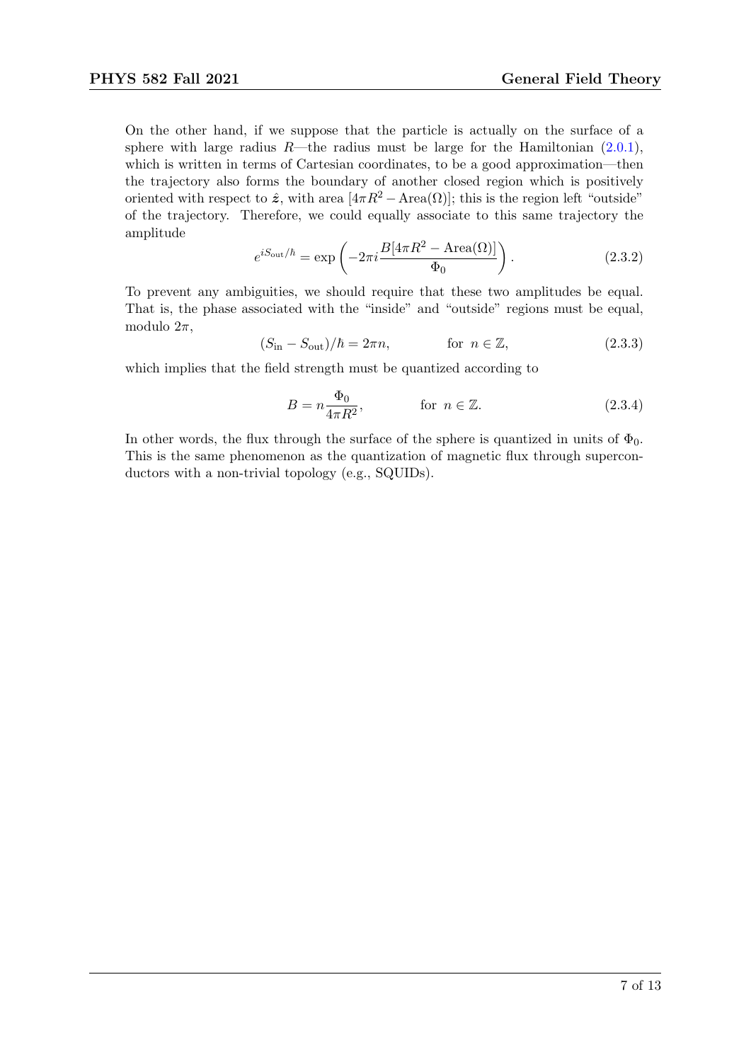On the other hand, if we suppose that the particle is actually on the surface of a sphere with large radius $R$—the radius must be large for the Hamiltonian (2.0.1), which is written in terms of Cartesian coordinates, to be a good approximation—then the trajectory also forms the boundary of another closed region which is positively oriented with respect to $\hat{\boldsymbol{z}}$, with area $[4\pi R^2 - \mathrm{Area}(\Omega)]$; this is the region left "outside" of the trajectory. Therefore, we could equally associate to this same trajectory the amplitude

$$e^{iS_{\mathrm{out}}/\hbar} = \exp\left(-2\pi i \frac{B[4\pi R^2 - \mathrm{Area}(\Omega)]}{\Phi_0}\right). \tag{2.3.2}$$

To prevent any ambiguities, we should require that these two amplitudes be equal. That is, the phase associated with the "inside" and "outside" regions must be equal, modulo $2\pi$,

$$(S_{\mathrm{in}} - S_{\mathrm{out}})/\hbar = 2\pi n, \qquad \text{for } n \in \mathbb{Z}, \tag{2.3.3}$$

which implies that the field strength must be quantized according to

$$B = n\frac{\Phi_0}{4\pi R^2}, \qquad \text{for } n \in \mathbb{Z}. \tag{2.3.4}$$

In other words, the flux through the surface of the sphere is quantized in units of $\Phi_0$. This is the same phenomenon as the quantization of magnetic flux through superconductors with a non-trivial topology (e.g., SQUIDs).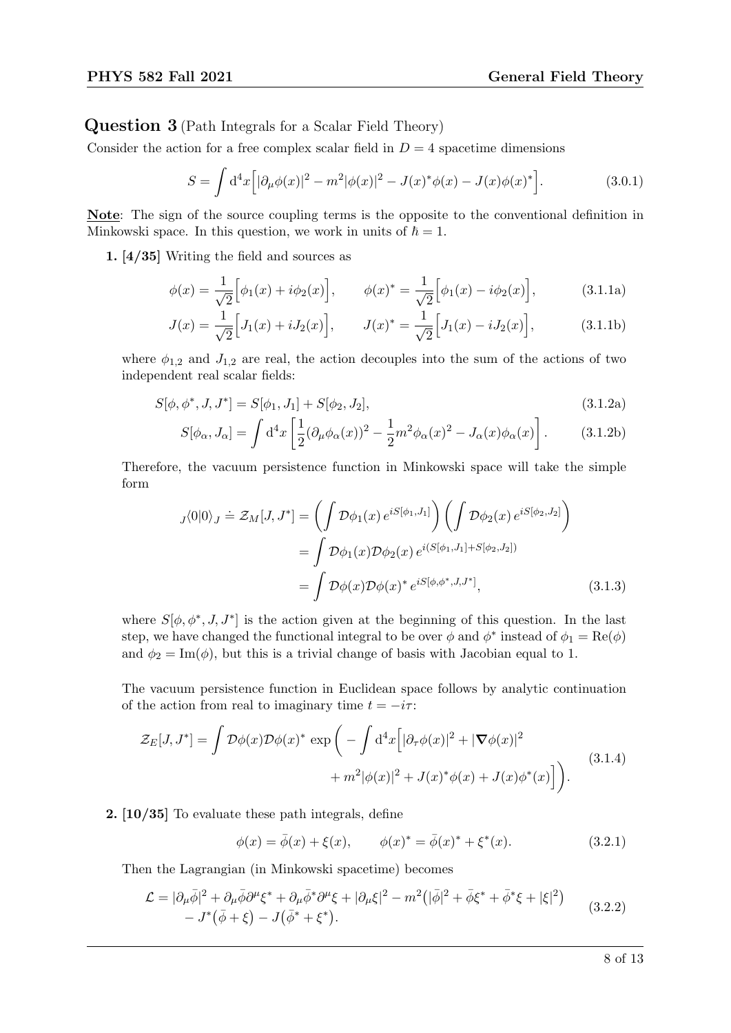## Question 3 (Path Integrals for a Scalar Field Theory)

Consider the action for a free complex scalar field in $D = 4$ spacetime dimensions

$$S = \int \mathrm{d}^4x \Big[ |\partial_\mu \phi(x)|^2 - m^2 |\phi(x)|^2 - J(x)^* \phi(x) - J(x)\phi(x)^* \Big]. \tag{3.0.1}$$

**Note**: The sign of the source coupling terms is the opposite to the conventional definition in Minkowski space. In this question, we work in units of $\hbar = 1$.

**1. [4/35]** Writing the field and sources as

$$\phi(x) = \frac{1}{\sqrt{2}}\Big[\phi_1(x) + i\phi_2(x)\Big], \qquad \phi(x)^* = \frac{1}{\sqrt{2}}\Big[\phi_1(x) - i\phi_2(x)\Big], \tag{3.1.1a}$$

$$J(x) = \frac{1}{\sqrt{2}}\Big[J_1(x) + iJ_2(x)\Big], \qquad J(x)^* = \frac{1}{\sqrt{2}}\Big[J_1(x) - iJ_2(x)\Big], \tag{3.1.1b}$$

where $\phi_{1,2}$ and $J_{1,2}$ are real, the action decouples into the sum of the actions of two independent real scalar fields:

$$S[\phi, \phi^*, J, J^*] = S[\phi_1, J_1] + S[\phi_2, J_2], \tag{3.1.2a}$$

$$S[\phi_\alpha, J_\alpha] = \int \mathrm{d}^4x \left[ \frac{1}{2}(\partial_\mu \phi_\alpha(x))^2 - \frac{1}{2} m^2 \phi_\alpha(x)^2 - J_\alpha(x)\phi_\alpha(x) \right]. \tag{3.1.2b}$$

Therefore, the vacuum persistence function in Minkowski space will take the simple form

$$\begin{aligned}
{}_J\langle 0|0\rangle_J \doteq \mathcal{Z}_M[J, J^*] &= \left( \int \mathcal{D}\phi_1(x)\, e^{iS[\phi_1, J_1]} \right) \left( \int \mathcal{D}\phi_2(x)\, e^{iS[\phi_2, J_2]} \right) \\
&= \int \mathcal{D}\phi_1(x)\mathcal{D}\phi_2(x)\, e^{i(S[\phi_1, J_1] + S[\phi_2, J_2])} \\
&= \int \mathcal{D}\phi(x)\mathcal{D}\phi(x)^*\, e^{iS[\phi, \phi^*, J, J^*]},
\end{aligned} \tag{3.1.3}$$

where $S[\phi, \phi^*, J, J^*]$ is the action given at the beginning of this question. In the last step, we have changed the functional integral to be over $\phi$ and $\phi^*$ instead of $\phi_1 = \mathrm{Re}(\phi)$ and $\phi_2 = \mathrm{Im}(\phi)$, but this is a trivial change of basis with Jacobian equal to 1.

The vacuum persistence function in Euclidean space follows by analytic continuation of the action from real to imaginary time $t = -i\tau$:

$$\begin{aligned}
\mathcal{Z}_E[J, J^*] = \int \mathcal{D}\phi(x)\mathcal{D}\phi(x)^* \exp\bigg( - \int \mathrm{d}^4x \Big[ &|\partial_\tau \phi(x)|^2 + |\boldsymbol{\nabla}\phi(x)|^2 \\
&+ m^2 |\phi(x)|^2 + J(x)^*\phi(x) + J(x)\phi^*(x) \Big] \bigg).
\end{aligned} \tag{3.1.4}$$

**2. [10/35]** To evaluate these path integrals, define

$$\phi(x) = \bar{\phi}(x) + \xi(x), \qquad \phi(x)^* = \bar{\phi}(x)^* + \xi^*(x). \tag{3.2.1}$$

Then the Lagrangian (in Minkowski spacetime) becomes

$$\begin{aligned}
\mathcal{L} = &|\partial_\mu \bar{\phi}|^2 + \partial_\mu \bar{\phi} \partial^\mu \xi^* + \partial_\mu \bar{\phi}^* \partial^\mu \xi + |\partial_\mu \xi|^2 - m^2 \big( |\bar{\phi}|^2 + \bar{\phi}\xi^* + \bar{\phi}^*\xi + |\xi|^2 \big) \\
&- J^* \big( \bar{\phi} + \xi \big) - J \big( \bar{\phi}^* + \xi^* \big).
\end{aligned} \tag{3.2.2}$$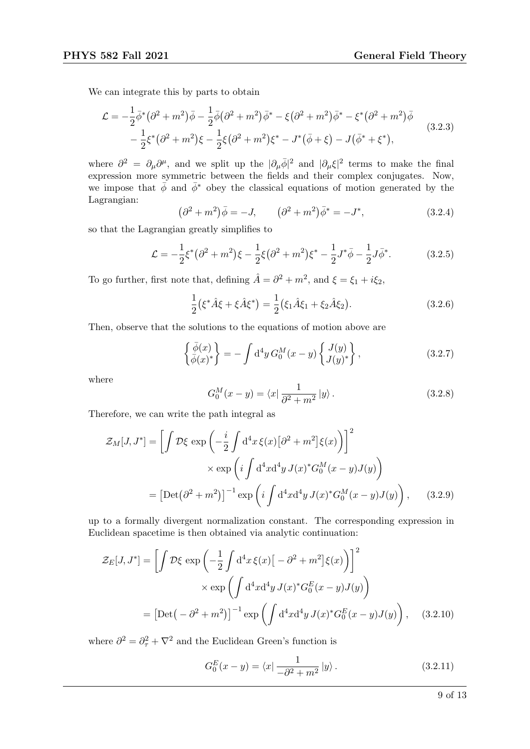We can integrate this by parts to obtain

$$
\begin{aligned}
\mathcal{L} = &-\frac{1}{2}\bar{\phi}^*\big(\partial^2+m^2\big)\bar{\phi} - \frac{1}{2}\bar{\phi}\big(\partial^2+m^2\big)\bar{\phi}^* - \xi\big(\partial^2+m^2\big)\bar{\phi}^* - \xi^*\big(\partial^2+m^2\big)\bar{\phi} \\
&- \frac{1}{2}\xi^*\big(\partial^2+m^2\big)\xi - \frac{1}{2}\xi\big(\partial^2+m^2\big)\xi^* - J^*\big(\bar{\phi}+\xi\big) - J\big(\bar{\phi}^*+\xi^*\big),
\end{aligned}
\tag{3.2.3}
$$

where $\partial^2 = \partial_\mu\partial^\mu$, and we split up the $|\partial_\mu\bar{\phi}|^2$ and $|\partial_\mu\xi|^2$ terms to make the final expression more symmetric between the fields and their complex conjugates. Now, we impose that $\bar{\phi}$ and $\bar{\phi}^*$ obey the classical equations of motion generated by the Lagrangian:

$$
\big(\partial^2+m^2\big)\bar{\phi} = -J, \qquad \big(\partial^2+m^2\big)\bar{\phi}^* = -J^*, \tag{3.2.4}
$$

so that the Lagrangian greatly simplifies to

$$
\mathcal{L} = -\frac{1}{2}\xi^*\big(\partial^2+m^2\big)\xi - \frac{1}{2}\xi\big(\partial^2+m^2\big)\xi^* - \frac{1}{2}J^*\bar{\phi} - \frac{1}{2}J\bar{\phi}^*. \tag{3.2.5}
$$

To go further, first note that, defining $\hat{A} = \partial^2 + m^2$, and $\xi = \xi_1 + i\xi_2$,

$$
\frac{1}{2}\big(\xi^*\hat{A}\xi + \xi\hat{A}\xi^*\big) = \frac{1}{2}\big(\xi_1\hat{A}\xi_1 + \xi_2\hat{A}\xi_2\big). \tag{3.2.6}
$$

Then, observe that the solutions to the equations of motion above are

$$
\begin{Bmatrix} \bar{\phi}(x) \\ \bar{\phi}(x)^* \end{Bmatrix} = -\int \mathrm{d}^4y\, G_0^M(x-y) \begin{Bmatrix} J(y) \\ J(y)^* \end{Bmatrix}, \tag{3.2.7}
$$

where

$$
G_0^M(x-y) = \langle x|\, \frac{1}{\partial^2+m^2}\, |y\rangle\,. \tag{3.2.8}
$$

Therefore, we can write the path integral as

$$
\begin{aligned}
\mathcal{Z}_M[J,J^*] &= \left[\int \mathcal{D}\xi\, \exp\left(-\frac{i}{2}\int \mathrm{d}^4x\, \xi(x)\big[\partial^2+m^2\big]\xi(x)\right)\right]^2 \\
&\qquad\times \exp\left(i\int \mathrm{d}^4x\mathrm{d}^4y\, J(x)^* G_0^M(x-y) J(y)\right) \\
&= \big[\mathrm{Det}\big(\partial^2+m^2\big)\big]^{-1} \exp\left(i\int \mathrm{d}^4x\mathrm{d}^4y\, J(x)^* G_0^M(x-y)J(y)\right),
\end{aligned}
\tag{3.2.9}
$$

up to a formally divergent normalization constant. The corresponding expression in Euclidean spacetime is then obtained via analytic continuation:

$$
\begin{aligned}
\mathcal{Z}_E[J,J^*] &= \left[\int \mathcal{D}\xi\, \exp\left(-\frac{1}{2}\int \mathrm{d}^4x\, \xi(x)\big[-\partial^2+m^2\big]\xi(x)\right)\right]^2 \\
&\qquad\times \exp\left(\int \mathrm{d}^4x\mathrm{d}^4y\, J(x)^* G_0^E(x-y) J(y)\right) \\
&= \big[\mathrm{Det}\big(-\partial^2+m^2\big)\big]^{-1} \exp\left(\int \mathrm{d}^4x\mathrm{d}^4y\, J(x)^* G_0^E(x-y)J(y)\right),
\end{aligned}
\tag{3.2.10}
$$

where $\partial^2 = \partial_\tau^2 + \nabla^2$ and the Euclidean Green's function is

$$
G_0^E(x-y) = \langle x|\, \frac{1}{-\partial^2+m^2}\, |y\rangle\,. \tag{3.2.11}
$$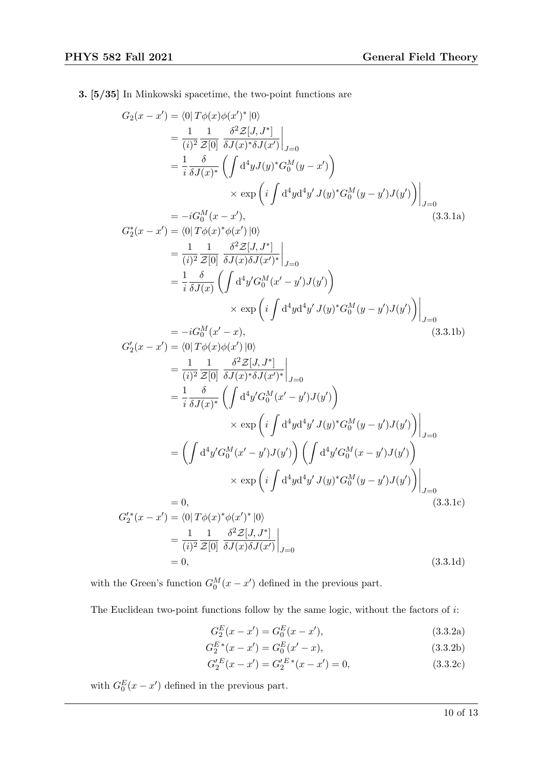**3. [5/35]** In Minkowski spacetime, the two-point functions are

$$
\begin{aligned}
G_2(x-x') &= \langle 0 | T\phi(x)\phi(x')^* |0\rangle \\
&= \frac{1}{(i)^2}\frac{1}{\mathcal{Z}[0]} \left.\frac{\delta^2 \mathcal{Z}[J,J^*]}{\delta J(x)^* \delta J(x')}\right|_{J=0} \\
&= \frac{1}{i}\frac{\delta}{\delta J(x)^*}\left(\int \mathrm{d}^4 y J(y)^* G_0^M(y-x')\right) \\
&\qquad\qquad \times \exp\left(i\int \mathrm{d}^4 y \mathrm{d}^4 y'\, J(y)^* G_0^M(y-y') J(y')\right)\Bigg|_{J=0} \\
&= -iG_0^M(x-x'), \qquad\qquad\qquad\qquad\qquad\qquad\qquad\qquad\qquad\qquad (3.3.1\text{a})
\end{aligned}
$$

$$
\begin{aligned}
G_2^*(x-x') &= \langle 0 | T\phi(x)^*\phi(x') |0\rangle \\
&= \frac{1}{(i)^2}\frac{1}{\mathcal{Z}[0]} \left.\frac{\delta^2 \mathcal{Z}[J,J^*]}{\delta J(x) \delta J(x')^*}\right|_{J=0} \\
&= \frac{1}{i}\frac{\delta}{\delta J(x)}\left(\int \mathrm{d}^4 y' G_0^M(x'-y') J(y')\right) \\
&\qquad\qquad \times \exp\left(i\int \mathrm{d}^4 y \mathrm{d}^4 y'\, J(y)^* G_0^M(y-y') J(y')\right)\Bigg|_{J=0} \\
&= -iG_0^M(x'-x), \qquad\qquad\qquad\qquad\qquad\qquad\qquad\qquad\qquad\qquad (3.3.1\text{b})
\end{aligned}
$$

$$
\begin{aligned}
G_2'(x-x') &= \langle 0 | T\phi(x)\phi(x') |0\rangle \\
&= \frac{1}{(i)^2}\frac{1}{\mathcal{Z}[0]} \left.\frac{\delta^2 \mathcal{Z}[J,J^*]}{\delta J(x)^* \delta J(x')^*}\right|_{J=0} \\
&= \frac{1}{i}\frac{\delta}{\delta J(x)^*}\left(\int \mathrm{d}^4 y' G_0^M(x'-y') J(y')\right) \\
&\qquad\qquad \times \exp\left(i\int \mathrm{d}^4 y \mathrm{d}^4 y'\, J(y)^* G_0^M(y-y') J(y')\right)\Bigg|_{J=0} \\
&= \left(\int \mathrm{d}^4 y' G_0^M(x'-y') J(y')\right)\left(\int \mathrm{d}^4 y' G_0^M(x-y') J(y')\right) \\
&\qquad\qquad \times \exp\left(i\int \mathrm{d}^4 y \mathrm{d}^4 y'\, J(y)^* G_0^M(y-y') J(y')\right)\Bigg|_{J=0} \\
&= 0, \qquad\qquad\qquad\qquad\qquad\qquad\qquad\qquad\qquad\qquad\qquad\qquad\qquad (3.3.1\text{c})
\end{aligned}
$$

$$
\begin{aligned}
G_2'^*(x-x') &= \langle 0 | T\phi(x)^*\phi(x')^* |0\rangle \\
&= \frac{1}{(i)^2}\frac{1}{\mathcal{Z}[0]} \left.\frac{\delta^2 \mathcal{Z}[J,J^*]}{\delta J(x) \delta J(x')}\right|_{J=0} \\
&= 0, \qquad\qquad\qquad\qquad\qquad\qquad\qquad\qquad\qquad\qquad\qquad\qquad\qquad (3.3.1\text{d})
\end{aligned}
$$

with the Green's function $G_0^M(x-x')$ defined in the previous part.

The Euclidean two-point functions follow by the same logic, without the factors of $i$:

$$G_2^E(x-x') = G_0^E(x-x'), \qquad (3.3.2\text{a})$$

$$G_2^{E\,*}(x-x') = G_0^E(x'-x), \qquad (3.3.2\text{b})$$

$$G_2'^{E}(x-x') = G_2'^{E\,*}(x-x') = 0, \qquad (3.3.2\text{c})$$

with $G_0^E(x-x')$ defined in the previous part.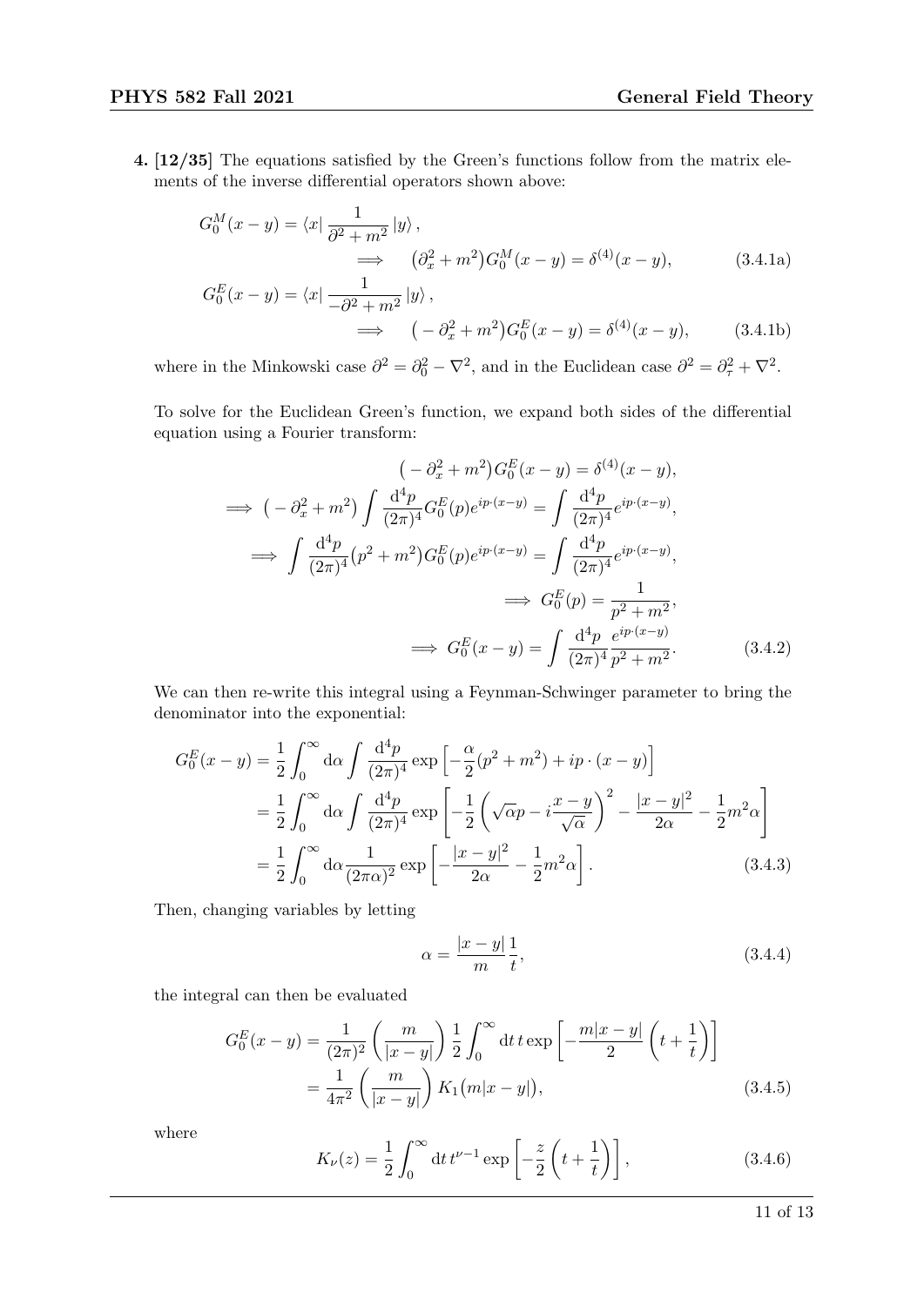**4. [12/35]** The equations satisfied by the Green's functions follow from the matrix elements of the inverse differential operators shown above:

$$
\begin{aligned}
G_0^M(x-y) &= \langle x | \frac{1}{\partial^2 + m^2} | y \rangle, \\
&\qquad \implies \quad \big(\partial_x^2 + m^2\big) G_0^M(x-y) = \delta^{(4)}(x-y), \qquad (3.4.1a) \\
G_0^E(x-y) &= \langle x | \frac{1}{-\partial^2 + m^2} | y \rangle, \\
&\qquad \implies \quad \big(-\partial_x^2 + m^2\big) G_0^E(x-y) = \delta^{(4)}(x-y), \qquad (3.4.1b)
\end{aligned}
$$

where in the Minkowski case $\partial^2 = \partial_0^2 - \nabla^2$, and in the Euclidean case $\partial^2 = \partial_\tau^2 + \nabla^2$.

To solve for the Euclidean Green's function, we expand both sides of the differential equation using a Fourier transform:

$$
\begin{aligned}
\big(-\partial_x^2 + m^2\big) G_0^E(x-y) &= \delta^{(4)}(x-y), \\
\implies \big(-\partial_x^2 + m^2\big) \int \frac{\mathrm{d}^4 p}{(2\pi)^4} G_0^E(p) e^{ip\cdot(x-y)} &= \int \frac{\mathrm{d}^4 p}{(2\pi)^4} e^{ip\cdot(x-y)}, \\
\implies \int \frac{\mathrm{d}^4 p}{(2\pi)^4} \big(p^2 + m^2\big) G_0^E(p) e^{ip\cdot(x-y)} &= \int \frac{\mathrm{d}^4 p}{(2\pi)^4} e^{ip\cdot(x-y)}, \\
\implies G_0^E(p) &= \frac{1}{p^2 + m^2}, \\
\implies G_0^E(x-y) &= \int \frac{\mathrm{d}^4 p}{(2\pi)^4} \frac{e^{ip\cdot(x-y)}}{p^2 + m^2}. \qquad (3.4.2)
\end{aligned}
$$

We can then re-write this integral using a Feynman-Schwinger parameter to bring the denominator into the exponential:

$$
\begin{aligned}
G_0^E(x-y) &= \frac{1}{2} \int_0^\infty \mathrm{d}\alpha \int \frac{\mathrm{d}^4 p}{(2\pi)^4} \exp\left[-\frac{\alpha}{2}(p^2 + m^2) + ip\cdot(x-y)\right] \\
&= \frac{1}{2} \int_0^\infty \mathrm{d}\alpha \int \frac{\mathrm{d}^4 p}{(2\pi)^4} \exp\left[-\frac{1}{2}\left(\sqrt{\alpha} p - i\frac{x-y}{\sqrt{\alpha}}\right)^2 - \frac{|x-y|^2}{2\alpha} - \frac{1}{2}m^2\alpha\right] \\
&= \frac{1}{2} \int_0^\infty \mathrm{d}\alpha \frac{1}{(2\pi\alpha)^2} \exp\left[-\frac{|x-y|^2}{2\alpha} - \frac{1}{2}m^2\alpha\right]. \qquad (3.4.3)
\end{aligned}
$$

Then, changing variables by letting

$$
\alpha = \frac{|x-y|}{m}\frac{1}{t}, \qquad (3.4.4)
$$

the integral can then be evaluated

$$
\begin{aligned}
G_0^E(x-y) &= \frac{1}{(2\pi)^2}\left(\frac{m}{|x-y|}\right) \frac{1}{2} \int_0^\infty \mathrm{d}t \, t \exp\left[-\frac{m|x-y|}{2}\left(t + \frac{1}{t}\right)\right] \\
&= \frac{1}{4\pi^2}\left(\frac{m}{|x-y|}\right) K_1\big(m|x-y|\big), \qquad (3.4.5)
\end{aligned}
$$

where

$$
K_\nu(z) = \frac{1}{2} \int_0^\infty \mathrm{d}t \, t^{\nu-1} \exp\left[-\frac{z}{2}\left(t + \frac{1}{t}\right)\right], \qquad (3.4.6)
$$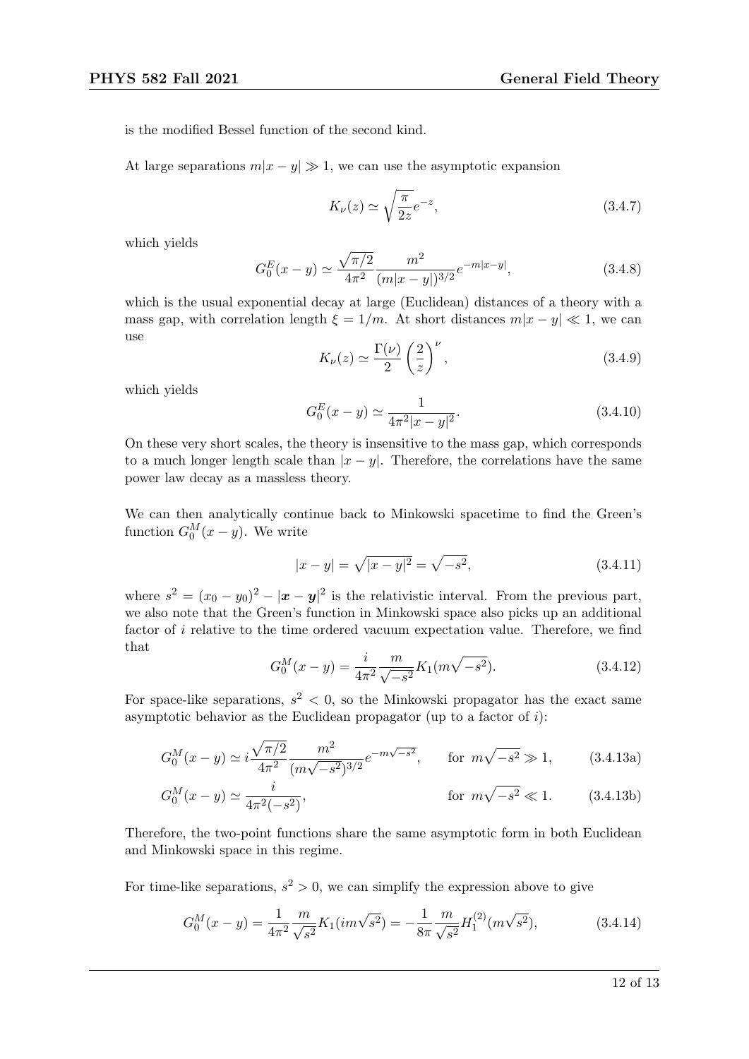is the modified Bessel function of the second kind.

At large separations $m|x-y| \gg 1$, we can use the asymptotic expansion

$$K_\nu(z) \simeq \sqrt{\frac{\pi}{2z}} e^{-z}, \tag{3.4.7}$$

which yields

$$G_0^E(x-y) \simeq \frac{\sqrt{\pi/2}}{4\pi^2} \frac{m^2}{(m|x-y|)^{3/2}} e^{-m|x-y|}, \tag{3.4.8}$$

which is the usual exponential decay at large (Euclidean) distances of a theory with a mass gap, with correlation length $\xi = 1/m$. At short distances $m|x-y| \ll 1$, we can use

$$K_\nu(z) \simeq \frac{\Gamma(\nu)}{2} \left(\frac{2}{z}\right)^\nu, \tag{3.4.9}$$

which yields

$$G_0^E(x-y) \simeq \frac{1}{4\pi^2 |x-y|^2}. \tag{3.4.10}$$

On these very short scales, the theory is insensitive to the mass gap, which corresponds to a much longer length scale than $|x-y|$. Therefore, the correlations have the same power law decay as a massless theory.

We can then analytically continue back to Minkowski spacetime to find the Green's function $G_0^M(x-y)$. We write

$$|x-y| = \sqrt{|x-y|^2} = \sqrt{-s^2}, \tag{3.4.11}$$

where $s^2 = (x_0 - y_0)^2 - |\boldsymbol{x} - \boldsymbol{y}|^2$ is the relativistic interval. From the previous part, we also note that the Green's function in Minkowski space also picks up an additional factor of $i$ relative to the time ordered vacuum expectation value. Therefore, we find that

$$G_0^M(x-y) = \frac{i}{4\pi^2} \frac{m}{\sqrt{-s^2}} K_1(m\sqrt{-s^2}). \tag{3.4.12}$$

For space-like separations, $s^2 < 0$, so the Minkowski propagator has the exact same asymptotic behavior as the Euclidean propagator (up to a factor of $i$):

$$G_0^M(x-y) \simeq i\frac{\sqrt{\pi/2}}{4\pi^2} \frac{m^2}{(m\sqrt{-s^2})^{3/2}} e^{-m\sqrt{-s^2}}, \qquad \text{for } m\sqrt{-s^2} \gg 1, \tag{3.4.13a}$$

$$G_0^M(x-y) \simeq \frac{i}{4\pi^2(-s^2)}, \qquad \text{for } m\sqrt{-s^2} \ll 1. \tag{3.4.13b}$$

Therefore, the two-point functions share the same asymptotic form in both Euclidean and Minkowski space in this regime.

For time-like separations, $s^2 > 0$, we can simplify the expression above to give

$$G_0^M(x-y) = \frac{1}{4\pi^2} \frac{m}{\sqrt{s^2}} K_1(im\sqrt{s^2}) = -\frac{1}{8\pi} \frac{m}{\sqrt{s^2}} H_1^{(2)}(m\sqrt{s^2}), \tag{3.4.14}$$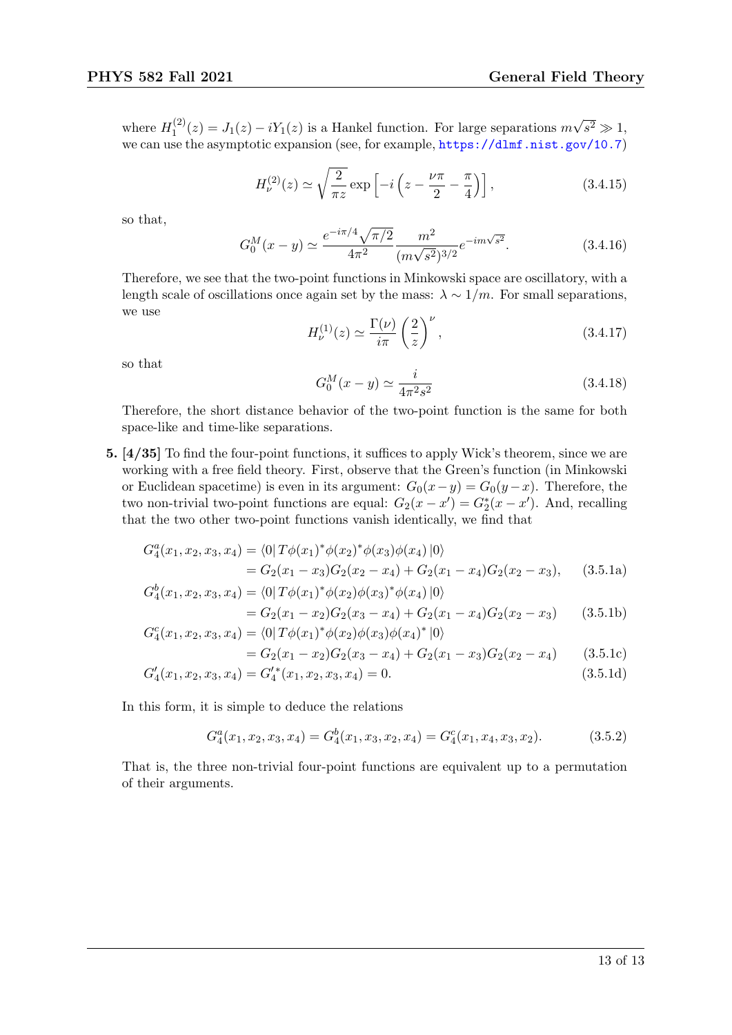where $H_1^{(2)}(z) = J_1(z) - iY_1(z)$ is a Hankel function. For large separations $m\sqrt{s^2} \gg 1$, we can use the asymptotic expansion (see, for example, https://dlmf.nist.gov/10.7)

$$H_\nu^{(2)}(z) \simeq \sqrt{\frac{2}{\pi z}} \exp\left[-i\left(z - \frac{\nu\pi}{2} - \frac{\pi}{4}\right)\right], \tag{3.4.15}$$

so that,

$$G_0^M(x-y) \simeq \frac{e^{-i\pi/4}\sqrt{\pi/2}}{4\pi^2} \frac{m^2}{(m\sqrt{s^2})^{3/2}} e^{-im\sqrt{s^2}}. \tag{3.4.16}$$

Therefore, we see that the two-point functions in Minkowski space are oscillatory, with a length scale of oscillations once again set by the mass: $\lambda \sim 1/m$. For small separations, we use

$$H_\nu^{(1)}(z) \simeq \frac{\Gamma(\nu)}{i\pi}\left(\frac{2}{z}\right)^\nu, \tag{3.4.17}$$

so that

$$G_0^M(x-y) \simeq \frac{i}{4\pi^2 s^2} \tag{3.4.18}$$

Therefore, the short distance behavior of the two-point function is the same for both space-like and time-like separations.

**5. [4/35]** To find the four-point functions, it suffices to apply Wick's theorem, since we are working with a free field theory. First, observe that the Green's function (in Minkowski or Euclidean spacetime) is even in its argument: $G_0(x-y) = G_0(y-x)$. Therefore, the two non-trivial two-point functions are equal: $G_2(x-x') = G_2^*(x-x')$. And, recalling that the two other two-point functions vanish identically, we find that

$$\begin{aligned}
G_4^a(x_1,x_2,x_3,x_4) &= \langle 0|\, T\phi(x_1)^*\phi(x_2)^*\phi(x_3)\phi(x_4)\,|0\rangle \\
&= G_2(x_1-x_3)G_2(x_2-x_4) + G_2(x_1-x_4)G_2(x_2-x_3), \qquad (3.5.1a) \\
G_4^b(x_1,x_2,x_3,x_4) &= \langle 0|\, T\phi(x_1)^*\phi(x_2)\phi(x_3)^*\phi(x_4)\,|0\rangle \\
&= G_2(x_1-x_2)G_2(x_3-x_4) + G_2(x_1-x_4)G_2(x_2-x_3) \qquad (3.5.1b) \\
G_4^c(x_1,x_2,x_3,x_4) &= \langle 0|\, T\phi(x_1)^*\phi(x_2)\phi(x_3)\phi(x_4)^*\,|0\rangle \\
&= G_2(x_1-x_2)G_2(x_3-x_4) + G_2(x_1-x_3)G_2(x_2-x_4) \qquad (3.5.1c) \\
G_4'(x_1,x_2,x_3,x_4) &= G_4'^*(x_1,x_2,x_3,x_4) = 0. \qquad (3.5.1d)
\end{aligned}$$

In this form, it is simple to deduce the relations

$$G_4^a(x_1,x_2,x_3,x_4) = G_4^b(x_1,x_3,x_2,x_4) = G_4^c(x_1,x_4,x_3,x_2). \tag{3.5.2}$$

That is, the three non-trivial four-point functions are equivalent up to a permutation of their arguments.